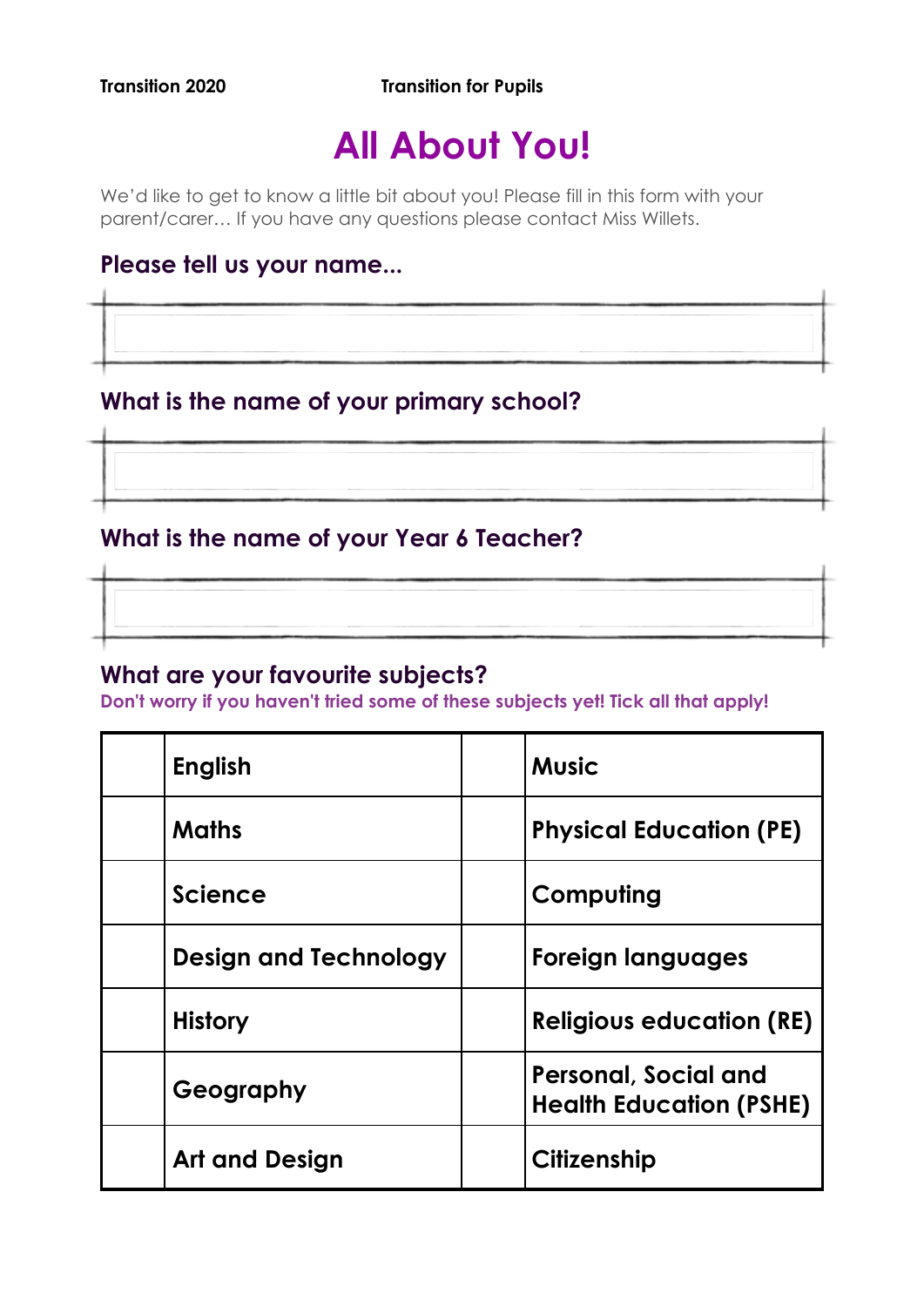Transition 2020 Transition for Pupils

# All About You!

We'd like to get to know a little bit about you! Please fill in this form with your parent/carer… If you have any questions please contact Miss Willets.

### Please tell us your name...

|  |
|---|
|  |

### What is the name of your primary school?

|  |
|---|
|  |

### What is the name of your Year 6 Teacher?

|  |
|---|
|  |

### What are your favourite subjects?

**Don't worry if you haven't tried some of these subjects yet! Tick all that apply!**

|  | Subject |  | Subject |
|---|---|---|---|
|  | **English** |  | **Music** |
|  | **Maths** |  | **Physical Education (PE)** |
|  | **Science** |  | **Computing** |
|  | **Design and Technology** |  | **Foreign languages** |
|  | **History** |  | **Religious education (RE)** |
|  | **Geography** |  | **Personal, Social and Health Education (PSHE)** |
|  | **Art and Design** |  | **Citizenship** |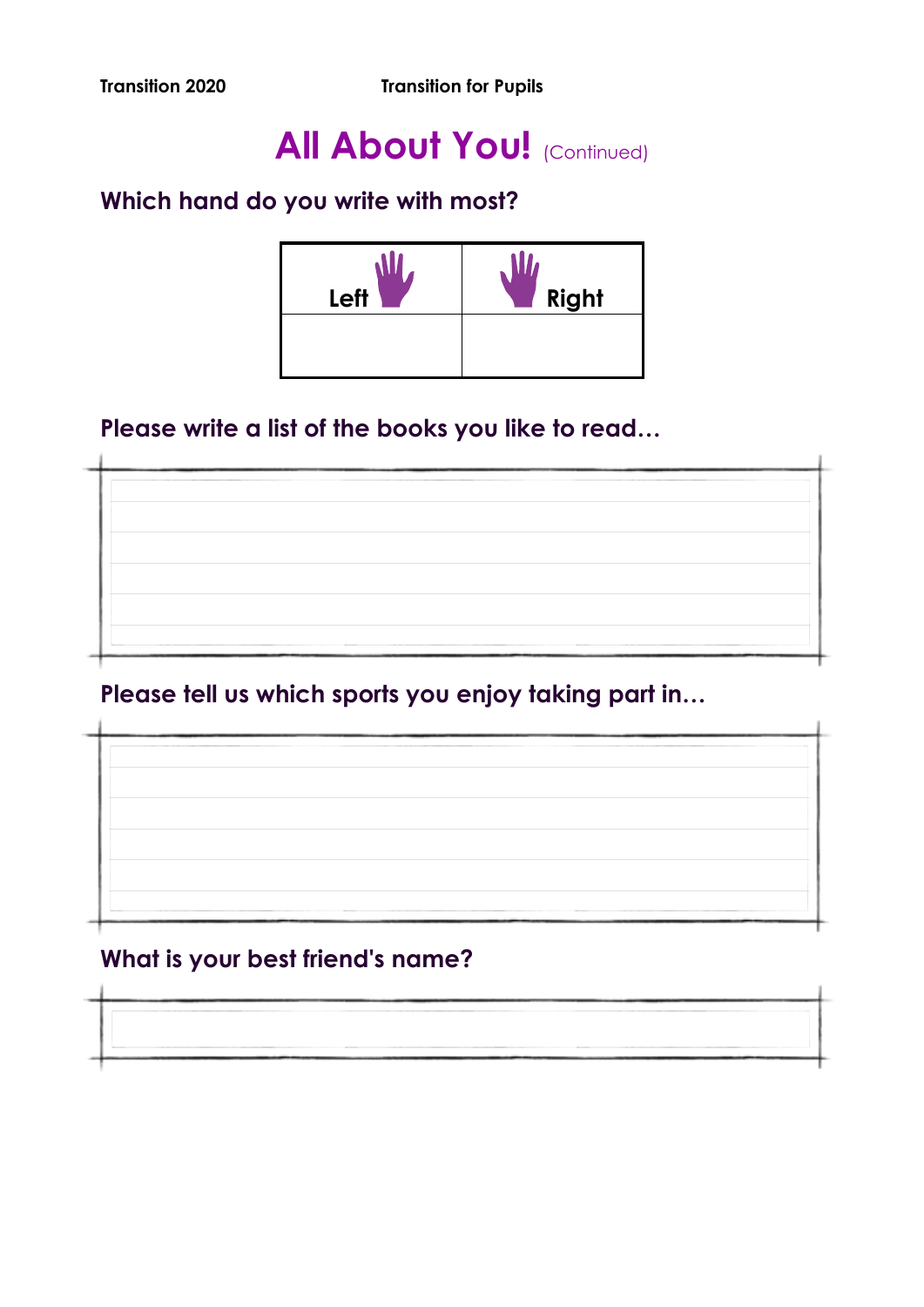# All About You! (Continued)

**Which hand do you write with most?**

| Left | Right |
| --- | --- |
| | |

**Please write a list of the books you like to read…**

**Please tell us which sports you enjoy taking part in…**

**What is your best friend's name?**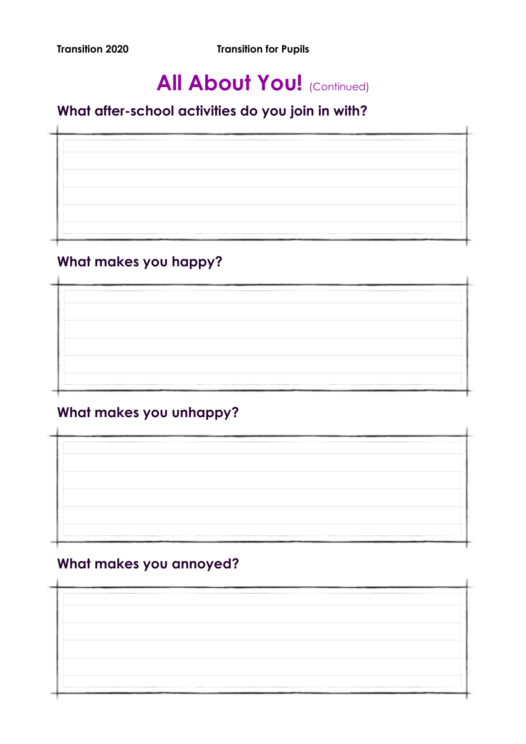# All About You! (Continued)

## What after-school activities do you join in with?

## What makes you happy?

## What makes you unhappy?

## What makes you annoyed?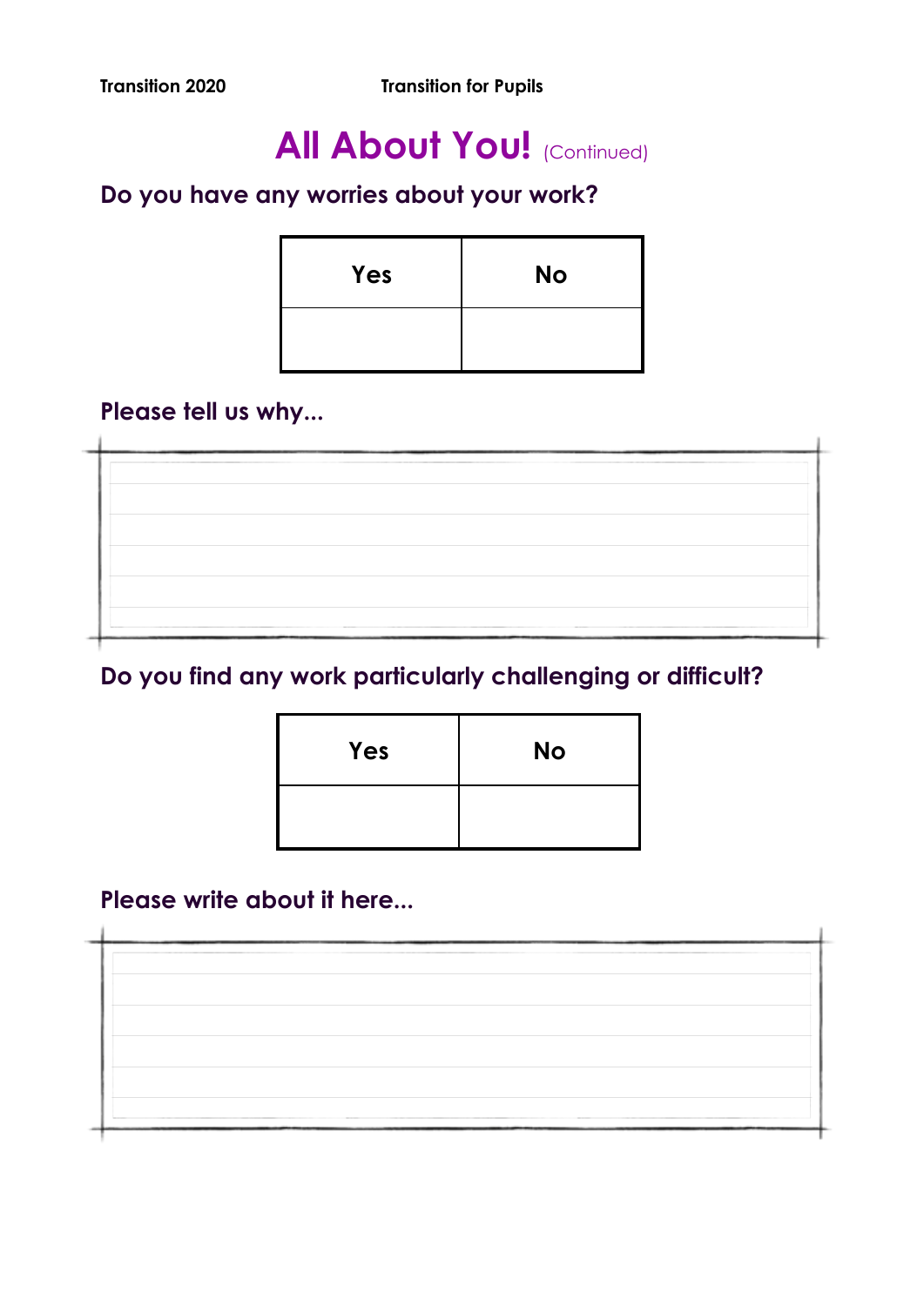# All About You! (Continued)

**Do you have any worries about your work?**

| Yes | No |
| --- | --- |
| | |

**Please tell us why...**

**Do you find any work particularly challenging or difficult?**

| Yes | No |
| --- | --- |
| | |

**Please write about it here...**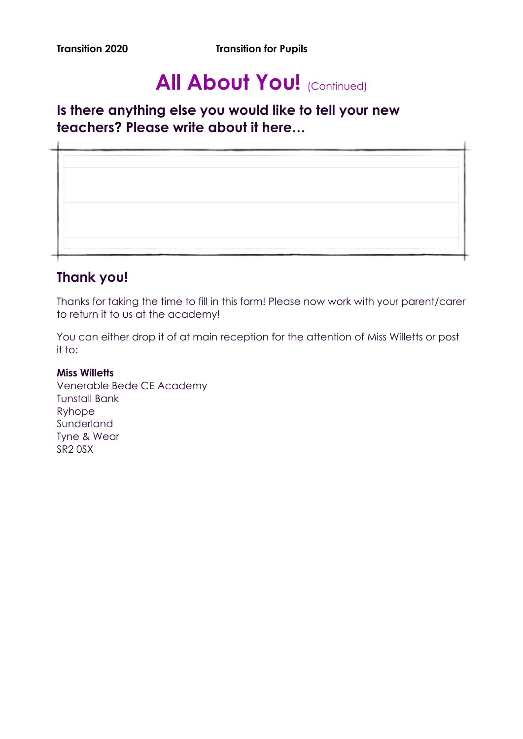# All About You! (Continued)

## Is there anything else you would like to tell your new teachers? Please write about it here…

## Thank you!

Thanks for taking the time to fill in this form! Please now work with your parent/carer to return it to us at the academy!

You can either drop it of at main reception for the attention of Miss Willetts or post it to:

**Miss Willetts**
Venerable Bede CE Academy
Tunstall Bank
Ryhope
Sunderland
Tyne & Wear
SR2 0SX